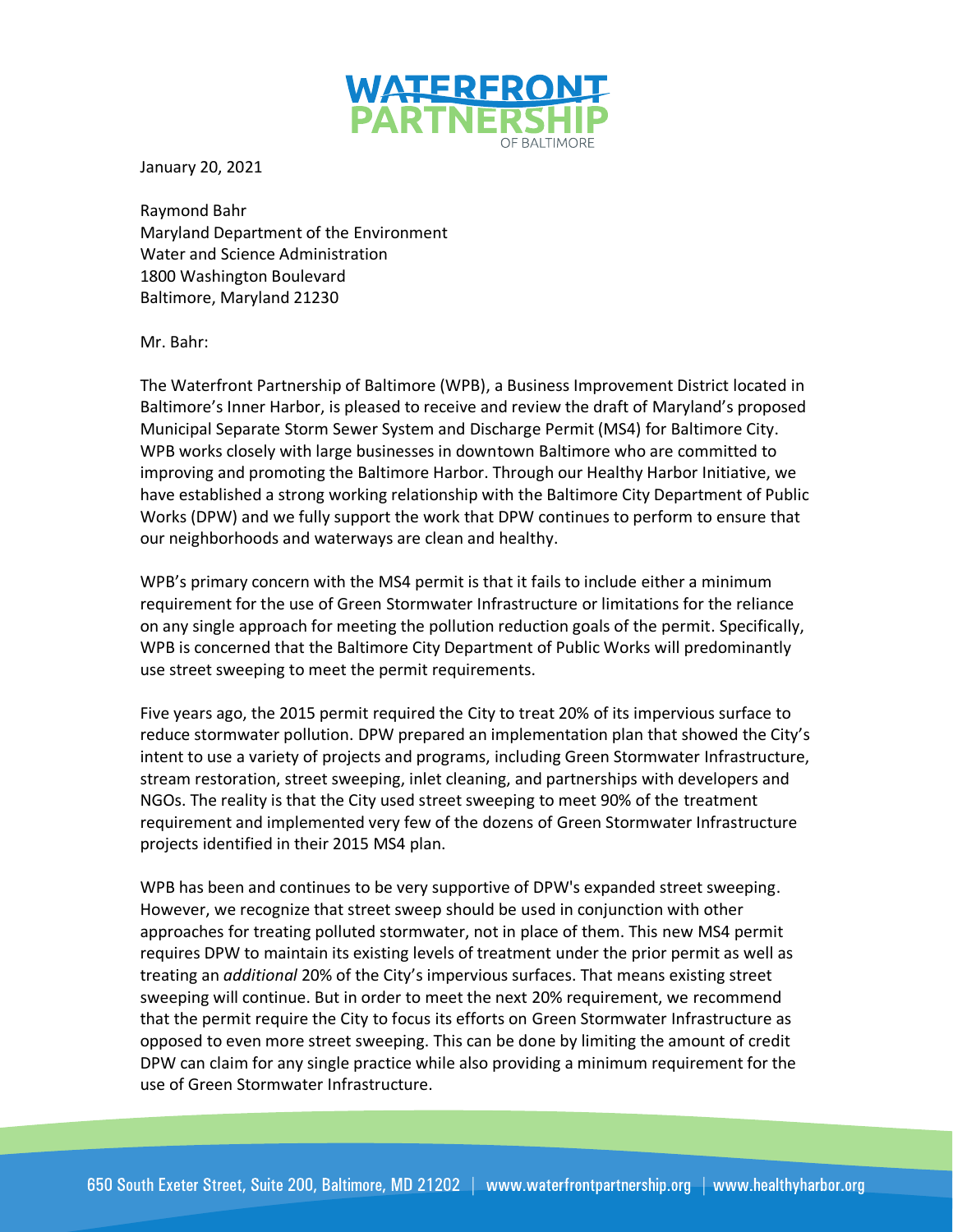January 20, 2021

Raymond Bahr
Maryland Department of the Environment
Water and Science Administration
1800 Washington Boulevard
Baltimore, Maryland 21230

Mr. Bahr:

The Waterfront Partnership of Baltimore (WPB), a Business Improvement District located in Baltimore's Inner Harbor, is pleased to receive and review the draft of Maryland's proposed Municipal Separate Storm Sewer System and Discharge Permit (MS4) for Baltimore City. WPB works closely with large businesses in downtown Baltimore who are committed to improving and promoting the Baltimore Harbor. Through our Healthy Harbor Initiative, we have established a strong working relationship with the Baltimore City Department of Public Works (DPW) and we fully support the work that DPW continues to perform to ensure that our neighborhoods and waterways are clean and healthy.

WPB's primary concern with the MS4 permit is that it fails to include either a minimum requirement for the use of Green Stormwater Infrastructure or limitations for the reliance on any single approach for meeting the pollution reduction goals of the permit. Specifically, WPB is concerned that the Baltimore City Department of Public Works will predominantly use street sweeping to meet the permit requirements.

Five years ago, the 2015 permit required the City to treat 20% of its impervious surface to reduce stormwater pollution. DPW prepared an implementation plan that showed the City's intent to use a variety of projects and programs, including Green Stormwater Infrastructure, stream restoration, street sweeping, inlet cleaning, and partnerships with developers and NGOs. The reality is that the City used street sweeping to meet 90% of the treatment requirement and implemented very few of the dozens of Green Stormwater Infrastructure projects identified in their 2015 MS4 plan.

WPB has been and continues to be very supportive of DPW's expanded street sweeping. However, we recognize that street sweep should be used in conjunction with other approaches for treating polluted stormwater, not in place of them. This new MS4 permit requires DPW to maintain its existing levels of treatment under the prior permit as well as treating an *additional* 20% of the City's impervious surfaces. That means existing street sweeping will continue. But in order to meet the next 20% requirement, we recommend that the permit require the City to focus its efforts on Green Stormwater Infrastructure as opposed to even more street sweeping. This can be done by limiting the amount of credit DPW can claim for any single practice while also providing a minimum requirement for the use of Green Stormwater Infrastructure.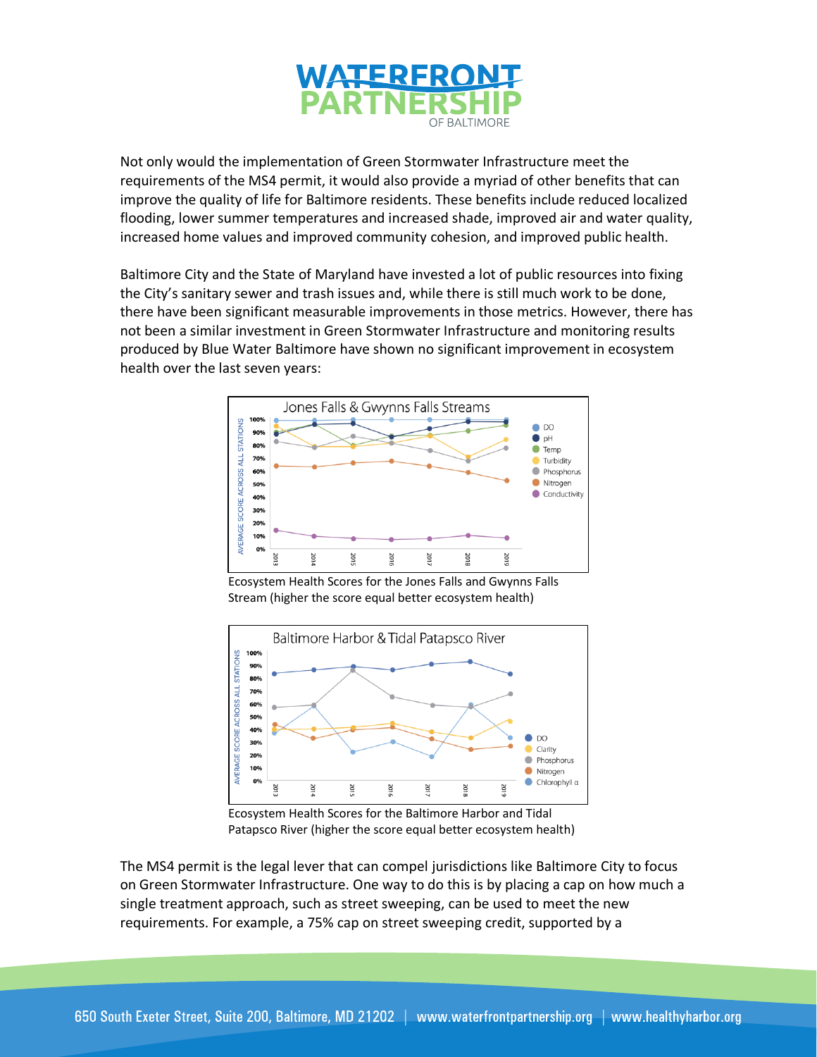Not only would the implementation of Green Stormwater Infrastructure meet the requirements of the MS4 permit, it would also provide a myriad of other benefits that can improve the quality of life for Baltimore residents. These benefits include reduced localized flooding, lower summer temperatures and increased shade, improved air and water quality, increased home values and improved community cohesion, and improved public health.

Baltimore City and the State of Maryland have invested a lot of public resources into fixing the City's sanitary sewer and trash issues and, while there is still much work to be done, there have been significant measurable improvements in those metrics. However, there has not been a similar investment in Green Stormwater Infrastructure and monitoring results produced by Blue Water Baltimore have shown no significant improvement in ecosystem health over the last seven years:

Ecosystem Health Scores for the Jones Falls and Gwynns Falls Stream (higher the score equal better ecosystem health)

Ecosystem Health Scores for the Baltimore Harbor and Tidal Patapsco River (higher the score equal better ecosystem health)

The MS4 permit is the legal lever that can compel jurisdictions like Baltimore City to focus on Green Stormwater Infrastructure. One way to do this is by placing a cap on how much a single treatment approach, such as street sweeping, can be used to meet the new requirements. For example, a 75% cap on street sweeping credit, supported by a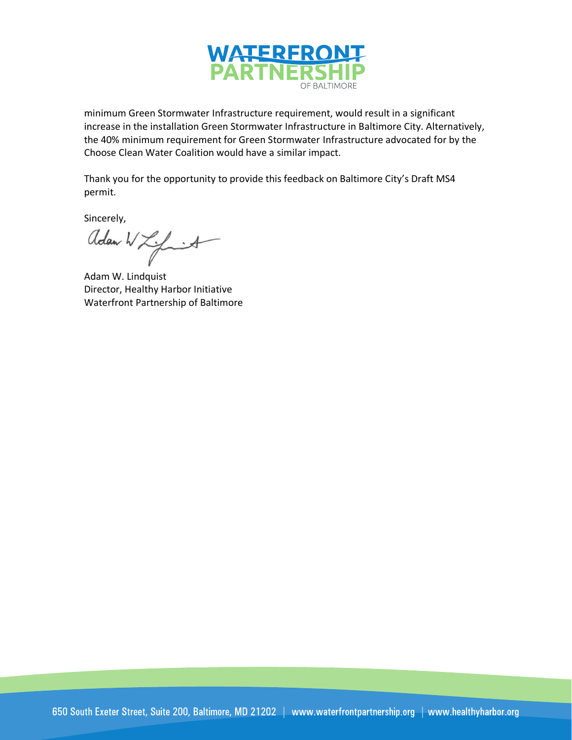minimum Green Stormwater Infrastructure requirement, would result in a significant increase in the installation Green Stormwater Infrastructure in Baltimore City. Alternatively, the 40% minimum requirement for Green Stormwater Infrastructure advocated for by the Choose Clean Water Coalition would have a similar impact.

Thank you for the opportunity to provide this feedback on Baltimore City's Draft MS4 permit.

Sincerely,

Adam W. Lindquist
Director, Healthy Harbor Initiative
Waterfront Partnership of Baltimore